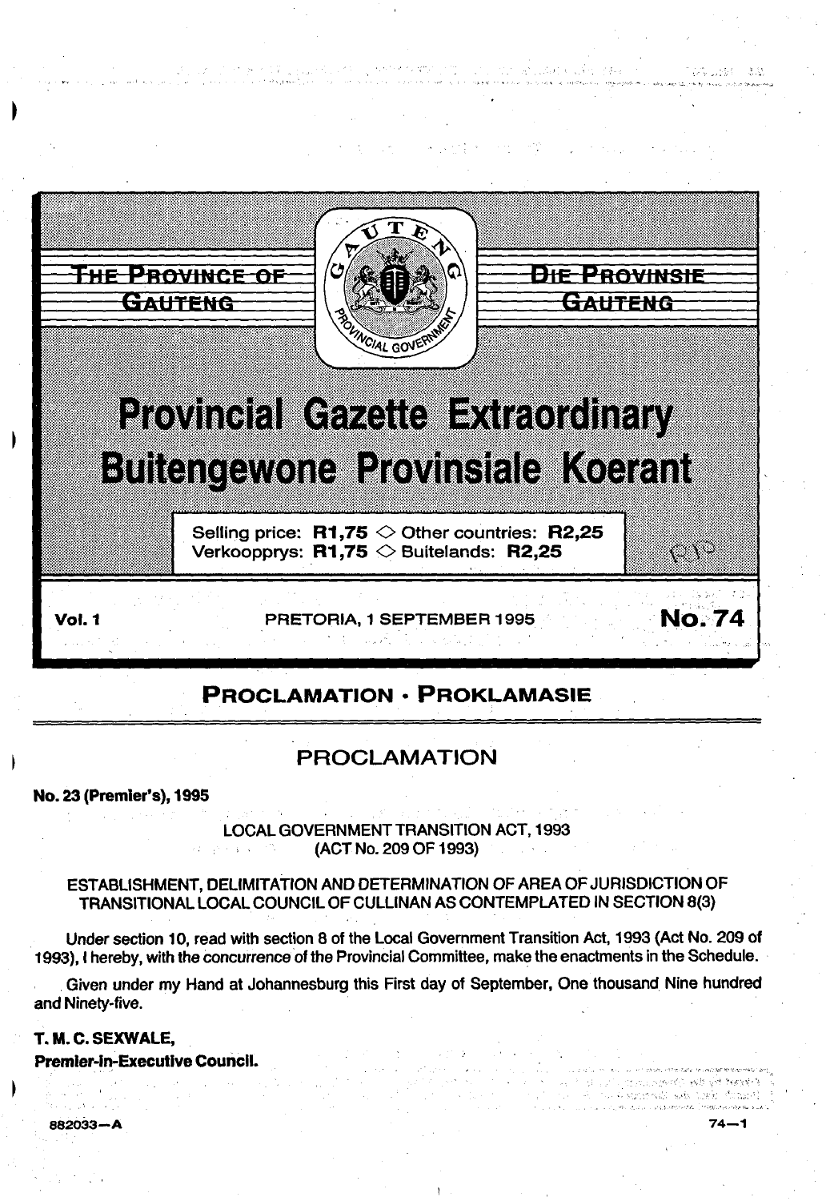THE PROVINCE OF GAUTENG

DIE PROVINSIE GAUTENG

# Provincial Gazette Extraordinary
# Buitengewone Provinsiale Koerant

Selling price: **R1,75** ◇ Other countries: **R2,25**
Verkoopprys: **R1,75** ◇ Buitelands: **R2,25**

**Vol. 1** PRETORIA, 1 SEPTEMBER 1995 **No. 74**

## PROCLAMATION · PROKLAMASIE

## PROCLAMATION

**No. 23 (Premier's), 1995**

LOCAL GOVERNMENT TRANSITION ACT, 1993
(ACT No. 209 OF 1993)

ESTABLISHMENT, DELIMITATION AND DETERMINATION OF AREA OF JURISDICTION OF TRANSITIONAL LOCAL COUNCIL OF CULLINAN AS CONTEMPLATED IN SECTION 8(3)

Under section 10, read with section 8 of the Local Government Transition Act, 1993 (Act No. 209 of 1993), I hereby, with the concurrence of the Provincial Committee, make the enactments in the Schedule.

Given under my Hand at Johannesburg this First day of September, One thousand Nine hundred and Ninety-five.

**T. M. C. SEXWALE,**
**Premier-in-Executive Council.**

882033—A 74—1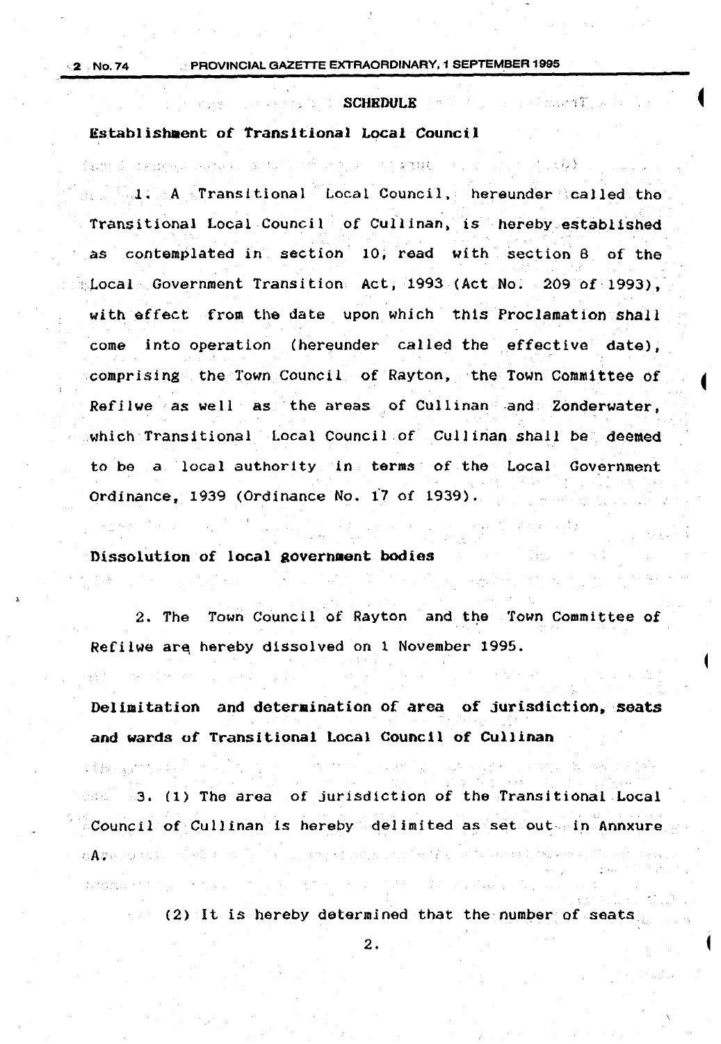## SCHEDULE

**Establishment of Transitional Local Council**

1. A Transitional Local Council, hereunder called the Transitional Local Council of Cullinan, is hereby established as contemplated in section 10, read with section 8 of the Local Government Transition Act, 1993 (Act No. 209 of 1993), with effect from the date upon which this Proclamation shall come into operation (hereunder called the effective date), comprising the Town Council of Rayton, the Town Committee of Refilwe as well as the areas of Cullinan and Zonderwater, which Transitional Local Council of Cullinan shall be deemed to be a local authority in terms of the Local Government Ordinance, 1939 (Ordinance No. 17 of 1939).

**Dissolution of local government bodies**

2. The Town Council of Rayton and the Town Committee of Refilwe are hereby dissolved on 1 November 1995.

**Delimitation and determination of area of jurisdiction, seats and wards of Transitional Local Council of Cullinan**

3. (1) The area of jurisdiction of the Transitional Local Council of Cullinan is hereby delimited as set out in Annxure A.

(2) It is hereby determined that the number of seats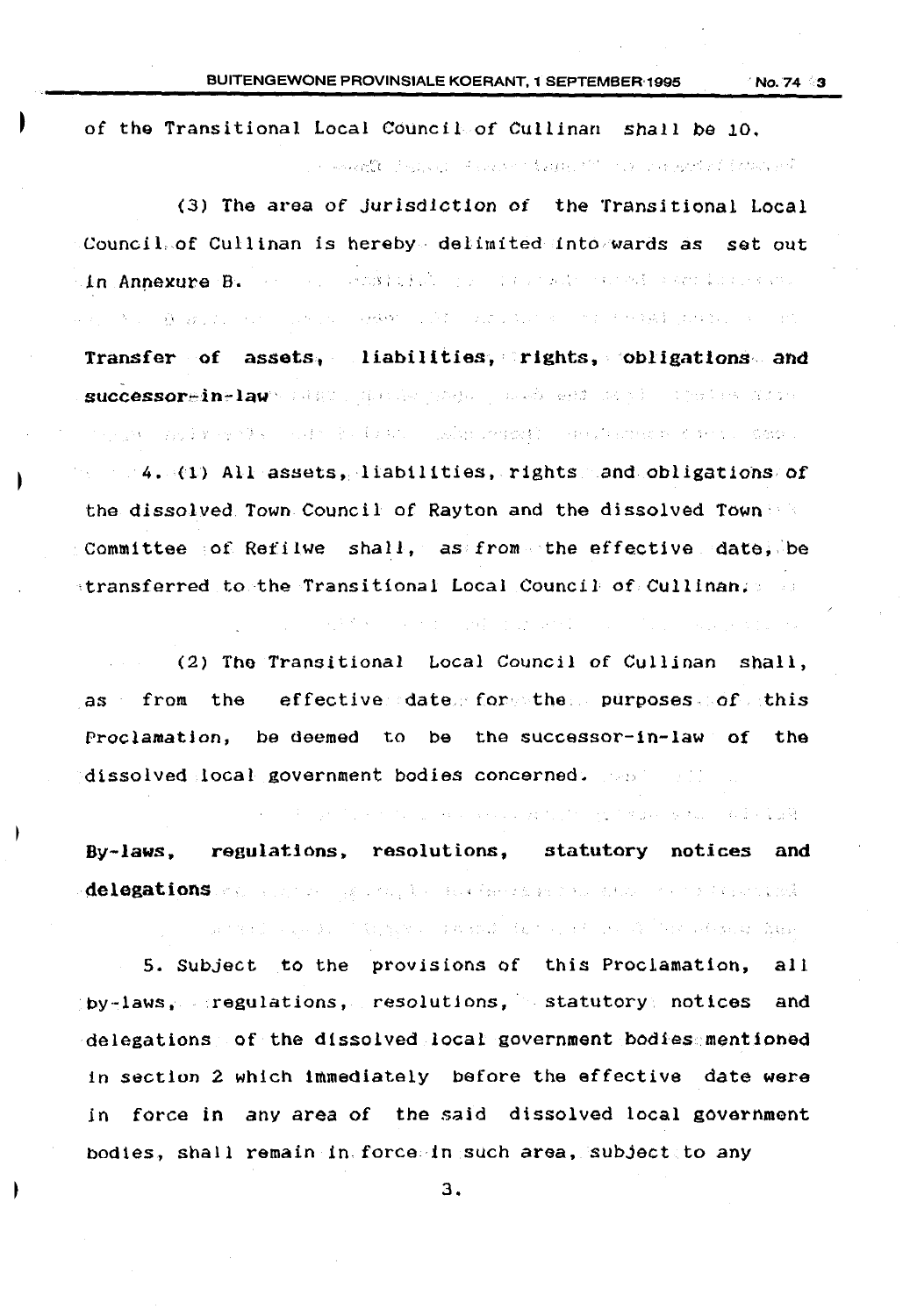of the Transitional Local Council of Cullinan shall be 10.

(3) The area of jurisdiction of the Transitional Local Council of Cullinan is hereby delimited into wards as set out in Annexure B.

**Transfer of assets, liabilities, rights, obligations and successor-in-law**

4. (1) All assets, liabilities, rights and obligations of the dissolved Town Council of Rayton and the dissolved Town Committee of Refilwe shall, as from the effective date, be transferred to the Transitional Local Council of Cullinan.

(2) The Transitional Local Council of Cullinan shall, as from the effective date for the purposes of this Proclamation, be deemed to be the successor-in-law of the dissolved local government bodies concerned.

**By-laws, regulations, resolutions, statutory notices and delegations**

5. Subject to the provisions of this Proclamation, all by-laws, regulations, resolutions, statutory notices and delegations of the dissolved local government bodies mentioned in section 2 which immediately before the effective date were in force in any area of the said dissolved local government bodies, shall remain in force in such area, subject to any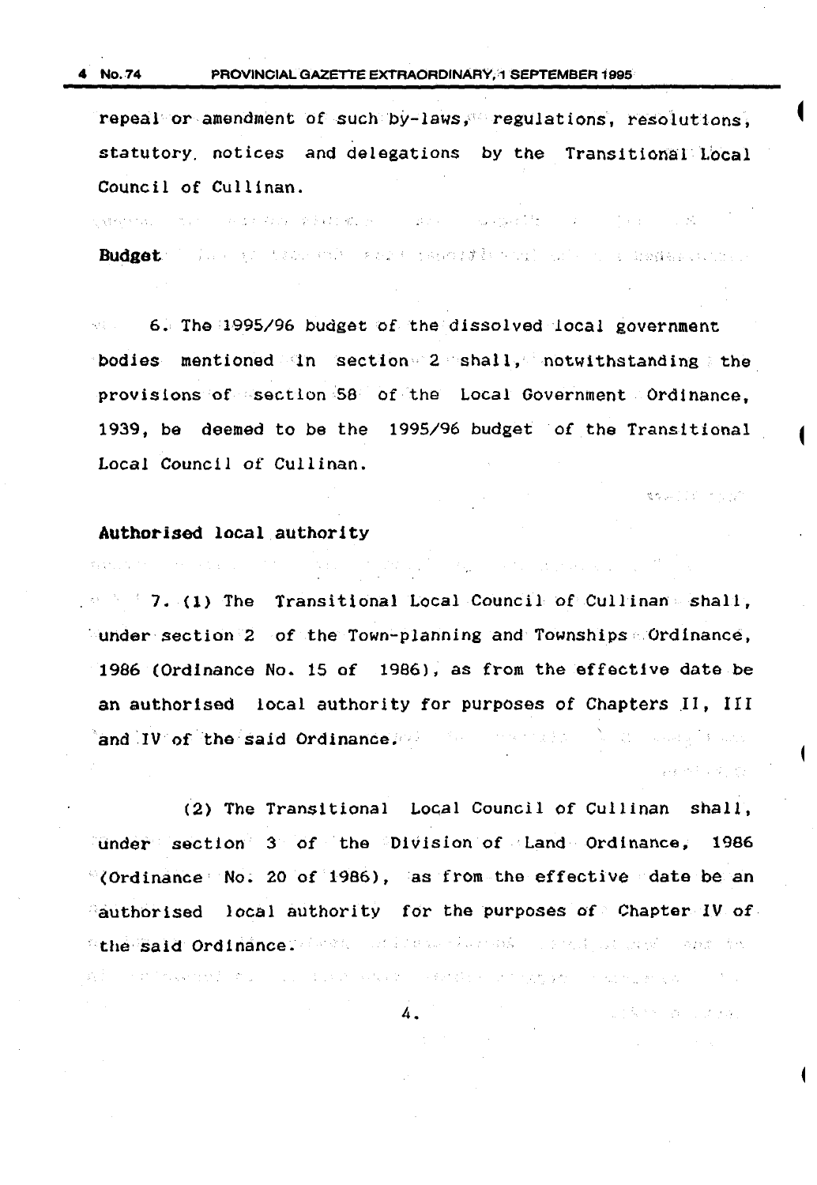repeal or amendment of such by-laws, regulations, resolutions, statutory notices and delegations by the Transitional Local Council of Cullinan.

**Budget**

6. The 1995/96 budget of the dissolved local government bodies mentioned in section 2 shall, notwithstanding the provisions of section 58 of the Local Government Ordinance, 1939, be deemed to be the 1995/96 budget of the Transitional Local Council of Cullinan.

**Authorised local authority**

7. (1) The Transitional Local Council of Cullinan shall, under section 2 of the Town-planning and Townships Ordinance, 1986 (Ordinance No. 15 of 1986), as from the effective date be an authorised local authority for purposes of Chapters II, III and IV of the said Ordinance.

(2) The Transitional Local Council of Cullinan shall, under section 3 of the Division of Land Ordinance, 1986 (Ordinance No. 20 of 1986), as from the effective date be an authorised local authority for the purposes of Chapter IV of the said Ordinance.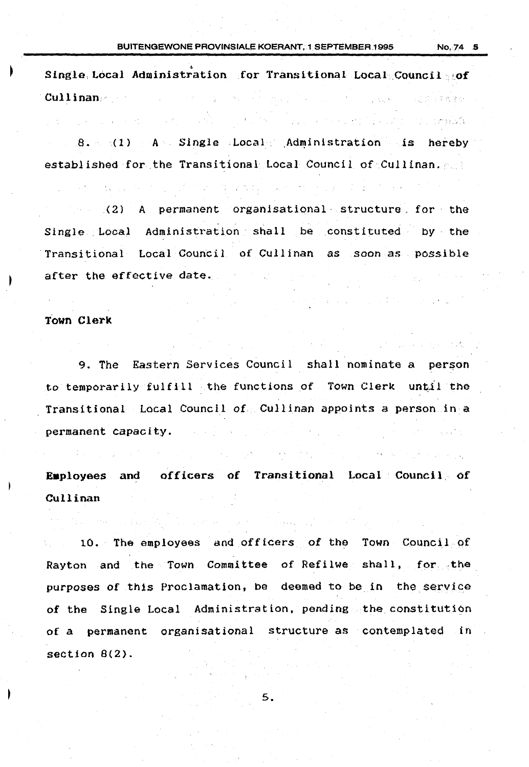**Single Local Administration for Transitional Local Council of Cullinan**

8. (1) A Single Local Administration is hereby established for the Transitional Local Council of Cullinan.

(2) A permanent organisational structure for the Single Local Administration shall be constituted by the Transitional Local Council of Cullinan as soon as possible after the effective date.

**Town Clerk**

9. The Eastern Services Council shall nominate a person to temporarily fulfill the functions of Town Clerk until the Transitional Local Council of Cullinan appoints a person in a permanent capacity.

**Employees and officers of Transitional Local Council of Cullinan**

10. The employees and officers of the Town Council of Rayton and the Town Committee of Refilwe shall, for the purposes of this Proclamation, be deemed to be in the service of the Single Local Administration, pending the constitution of a permanent organisational structure as contemplated in section 8(2).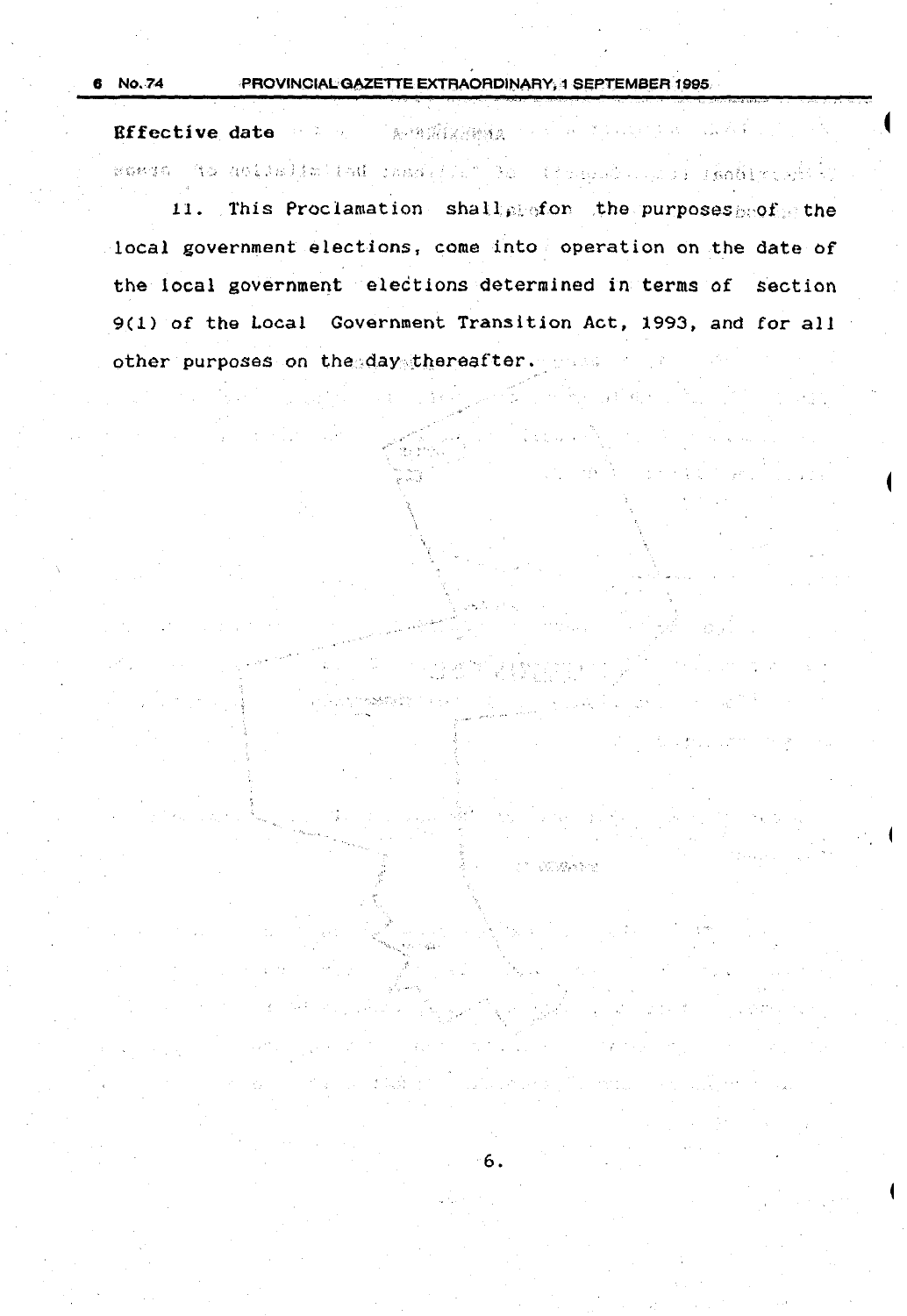**Effective date**

11. This Proclamation shall, for the purposes of the local government elections, come into operation on the date of the local government elections determined in terms of section 9(1) of the Local Government Transition Act, 1993, and for all other purposes on the day thereafter.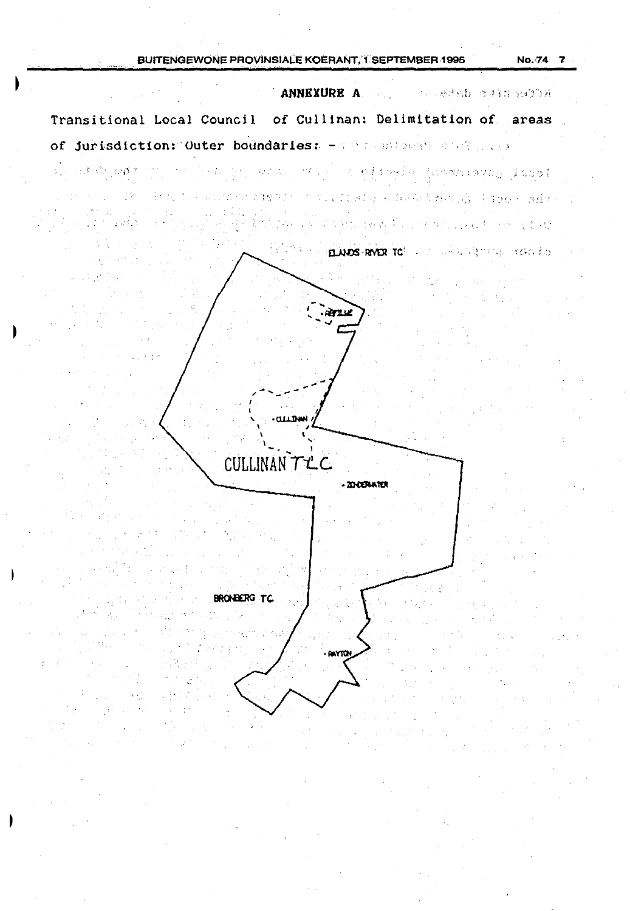**ANNEXURE A**

Transitional Local Council of Cullinan: Delimitation of areas of jurisdiction: Outer boundaries: -

ELANDS-RIVER TC

REFILWE

CULLINAN

CULLINAN TLC

ZONDERWATER

BRONBERG TC

RAYTON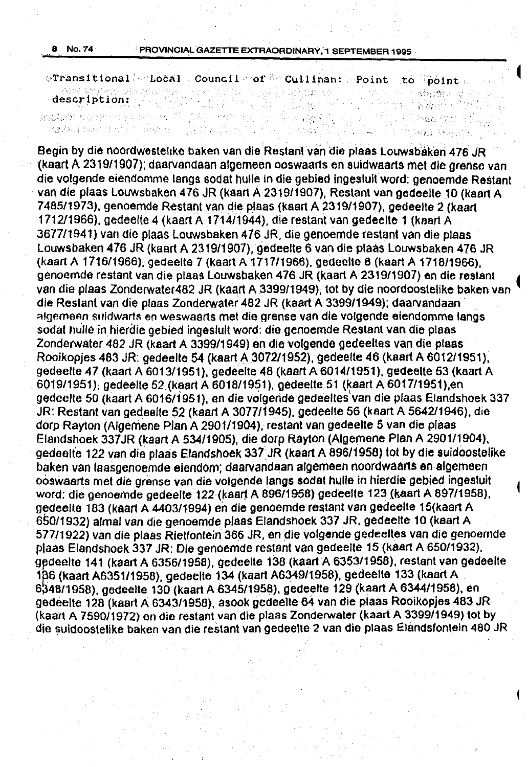Transitional Local Council of Cullinan: Point to point description:

Begin by die noordwestelike baken van die Restant van die plaas Louwsbaken 476 JR (kaart A 2319/1907); daarvandaan algemeen ooswaarts en suidwaarts met die grense van die volgende eiendomme langs sodat hulle in die gebied ingesluit word: genoemde Restant van die plaas Louwsbaken 476 JR (kaart A 2319/1907), Restant van gedeelte 10 (kaart A 7485/1973), genoemde Restant van die plaas (kaart A 2319/1907), gedeelte 2 (kaart 1712/1966), gedeelte 4 (kaart A 1714/1944), die restant van gedeelte 1 (kaart A 3677/1941) van die plaas Louwsbaken 476 JR, die genoemde restant van die plaas Louwsbaken 476 JR (kaart A 2319/1907), gedeelte 6 van die plaas Louwsbaken 476 JR (kaart A 1716/1966), gedeelte 7 (kaart A 1717/1966), gedeelte 8 (kaart A 1718/1966), genoemde restant van die plaas Louwsbaken 476 JR (kaart A 2319/1907) en die restant van die plaas Zonderwater482 JR (kaart A 3399/1949), tot by die noordoostelike baken van die Restant van die plaas Zonderwater 482 JR (kaart A 3399/1949); daarvandaan algemeen suidwarts en weswaarts met die grense van die volgende eiendomme langs sodat hulle in hierdie gebied ingesluit word: die genoemde Restant van die plaas Zonderwater 482 JR (kaart A 3399/1949) en die volgende gedeeltes van die plaas Rooikopjes 483 JR: gedeelte 54 (kaart A 3072/1952), gedeelte 46 (kaart A 6012/1951), gedeelte 47 (kaart A 6013/1951), gedeelte 48 (kaart A 6014/1951), gedeelte 53 (kaart A 6019/1951), gedeelte 52 (kaart A 6018/1951), gedeelte 51 (kaart A 6017/1951),en gedeelte 50 (kaart A 6016/1951); en die volgende gedeeltes van die plaas Elandshoek 337 JR: Restant van gedeelte 52 (kaart A 3077/1945), gedeelte 56 (kaart A 5642/1946), die dorp Rayton (Algemene Plan A 2901/1904), restant van gedeelte 5 van die plaas Elandshoek 337JR (kaart A 534/1905), die dorp Rayton (Algemene Plan A 2901/1904), gedeelte 122 van die plaas Elandshoek 337 JR (kaart A 896/1958) tot by die suidoostelike baken van laasgenoemde eiendom; daarvandaan algemeen noordwaarts en algemeen ooswaarts met die grense van die volgende langs sodat hulle in hierdie gebied ingesluit word: die genoemde gedeelte 122 (kaart A 896/1958) gedeelte 123 (kaart A 897/1958), gedeelte 183 (kaart A 4403/1994) en die genoemde restant van gedeelte 15(kaart A 650/1932) almal van die genoemde plaas Elandshoek 337 JR, gedeelte 10 (kaart A 577/1922) van die plaas Rietfontein 366 JR, en die volgende gedeeltes van die genoemde plaas Elandshoek 337 JR: Die genoemde restant van gedeelte 15 (kaart A 650/1932), gedeelte 141 (kaart A 6356/1958), gedeelte 138 (kaart A 6353/1958), restant van gedeelte 136 (kaart A6351/1958), gedeelte 134 (kaart A6349/1958), gedeelte 133 (kaart A 6348/1958), gedeelte 130 (kaart A 6345/1958), gedeelte 129 (kaart A 6344/1958), en gedeelte 128 (kaart A 6343/1958), asook gedeelte 64 van die plaas Rooikopjes 483 JR (kaart A 7590/1972) en die restant van die plaas Zonderwater (kaart A 3399/1949) tot by die suidoostelike baken van die restant van gedeelte 2 van die plaas Elandsfontein 480 JR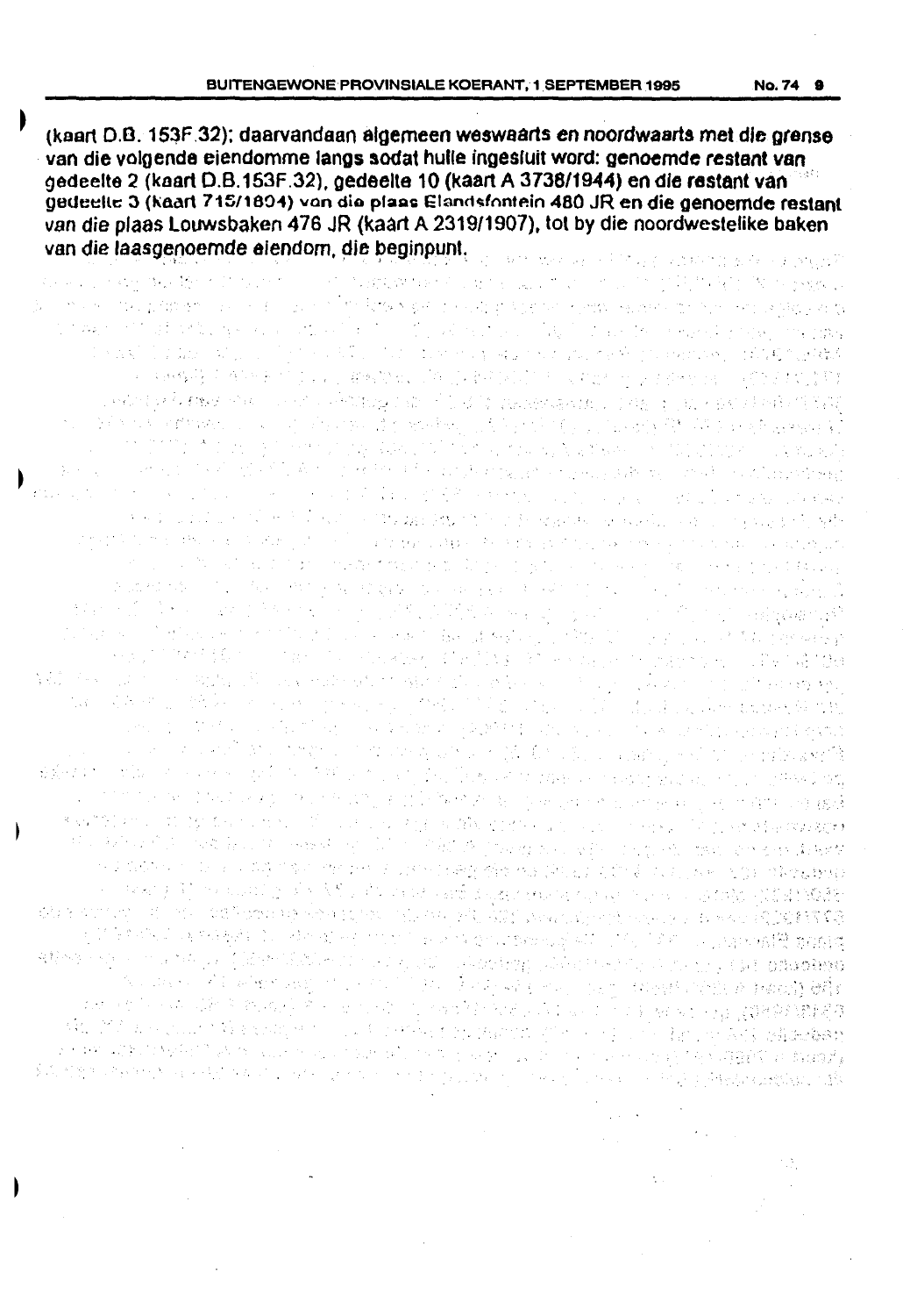(kaart D.B. 153F.32); daarvandaan algemeen weswaarts en noordwaarts met die grense van die volgende eiendomme langs sodat hulle ingesluit word: genoemde restant van gedeelte 2 (kaart D.B.153F.32), gedeelte 10 (kaart A 3738/1944) en die restant van gedeelte 3 (kaart 715/1894) van die plaas Elandsfontein 480 JR en die genoemde restant van die plaas Louwsbaken 476 JR (kaart A 2319/1907), tot by die noordwestelike baken van die laasgenoemde eiendom, die beginpunt.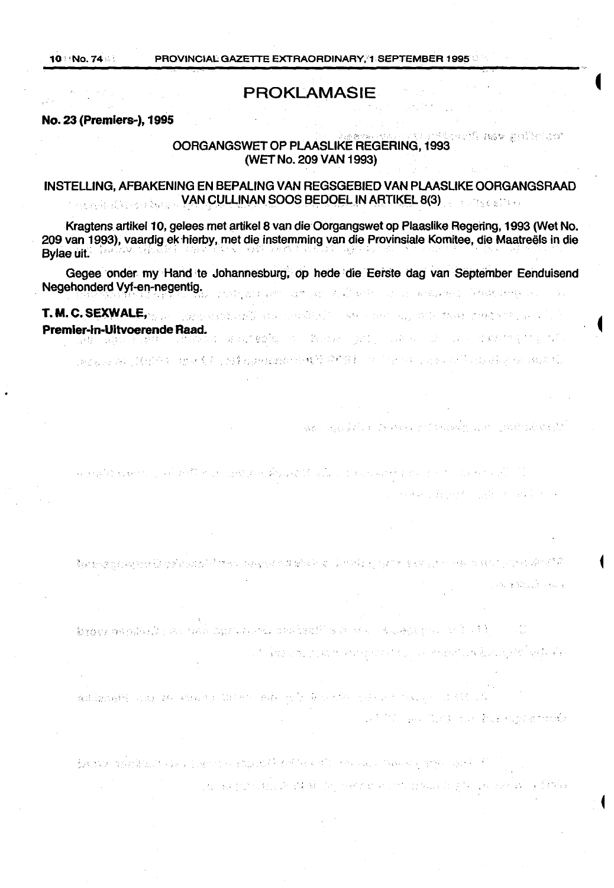# PROKLAMASIE

**No. 23 (Premiers-), 1995**

## OORGANGSWET OP PLAASLIKE REGERING, 1993 (WET No. 209 VAN 1993)

## INSTELLING, AFBAKENING EN BEPALING VAN REGSGEBIED VAN PLAASLIKE OORGANGSRAAD VAN CULLINAN SOOS BEDOEL IN ARTIKEL 8(3)

Kragtens artikel 10, gelees met artikel 8 van die Oorgangswet op Plaaslike Regering, 1993 (Wet No. 209 van 1993), vaardig ek hierby, met die instemming van die Provinsiale Komitee, die Maatreëls in die Bylae uit.

Gegee onder my Hand te Johannesburg, op hede die Eerste dag van September Eenduisend Negehonderd Vyf-en-negentig.

**T. M. C. SEXWALE,**
**Premier-in-Uitvoerende Raad.**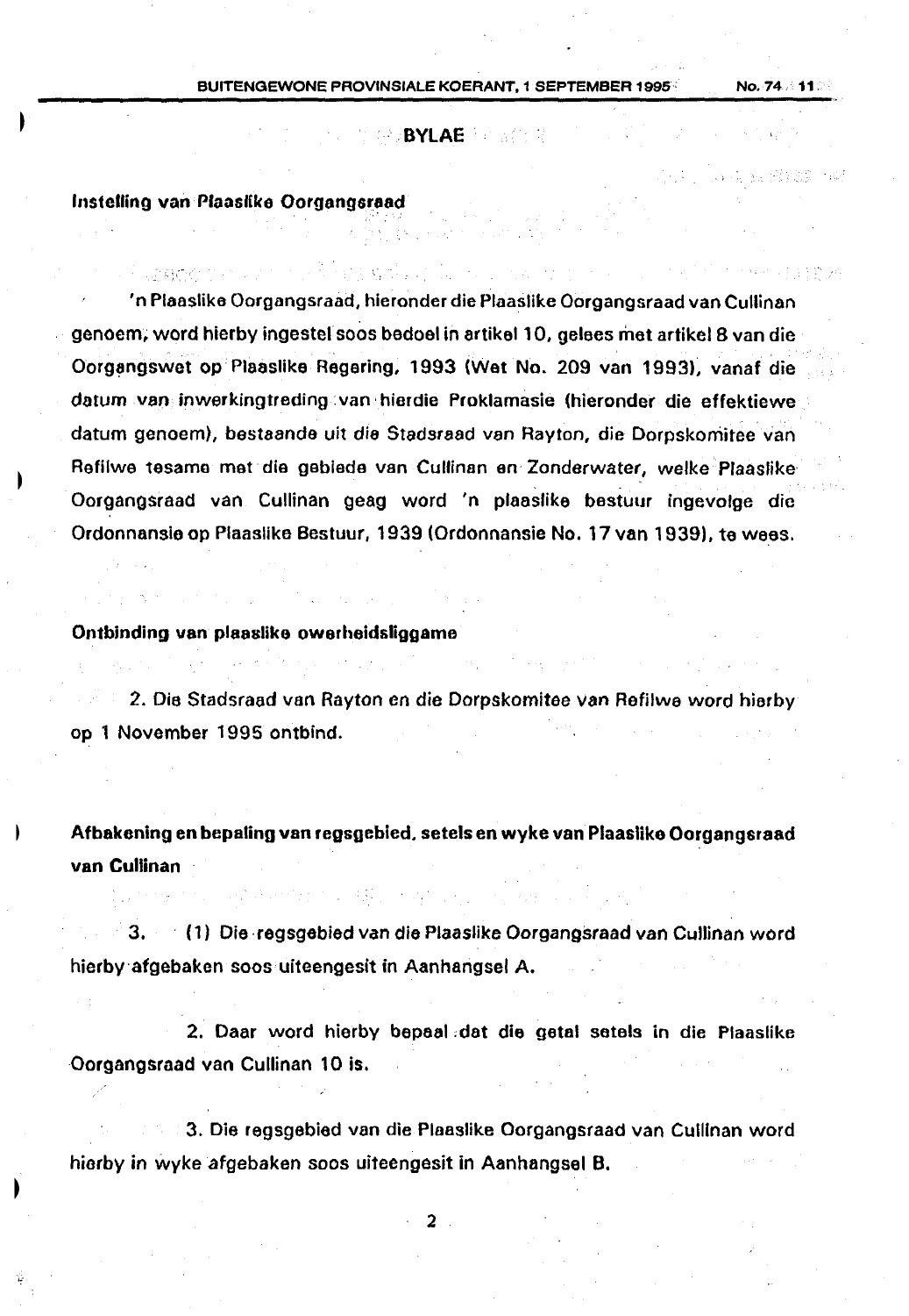## BYLAE

**Instelling van Plaaslike Oorgangsraad**

'n Plaaslike Oorgangsraad, hieronder die Plaaslike Oorgangsraad van Cullinan genoem, word hierby ingestel soos bedoel in artikel 10, gelees met artikel 8 van die Oorgangswet op Plaaslike Regering, 1993 (Wet No. 209 van 1993), vanaf die datum van inwerkingtreding van hierdie Proklamasie (hieronder die effektiewe datum genoem), bestaande uit die Stadsraad van Rayton, die Dorpskomitee van Refilwe tesame met die gebiede van Cullinan en Zonderwater, welke Plaaslike Oorgangsraad van Cullinan geag word 'n plaaslike bestuur ingevolge die Ordonnansie op Plaaslike Bestuur, 1939 (Ordonnansie No. 17 van 1939), te wees.

**Ontbinding van plaaslike owerheidsliggame**

2. Die Stadsraad van Rayton en die Dorpskomitee van Refilwe word hierby op 1 November 1995 ontbind.

**Afbakening en bepaling van regsgebied, setels en wyke van Plaaslike Oorgangsraad van Cullinan**

3. (1) Die regsgebied van die Plaaslike Oorgangsraad van Cullinan word hierby afgebaken soos uiteengesit in Aanhangsel A.

2. Daar word hierby bepaal dat die getal setels in die Plaaslike Oorgangsraad van Cullinan 10 is.

3. Die regsgebied van die Plaaslike Oorgangsraad van Cullinan word hierby in wyke afgebaken soos uiteengesit in Aanhangsel B.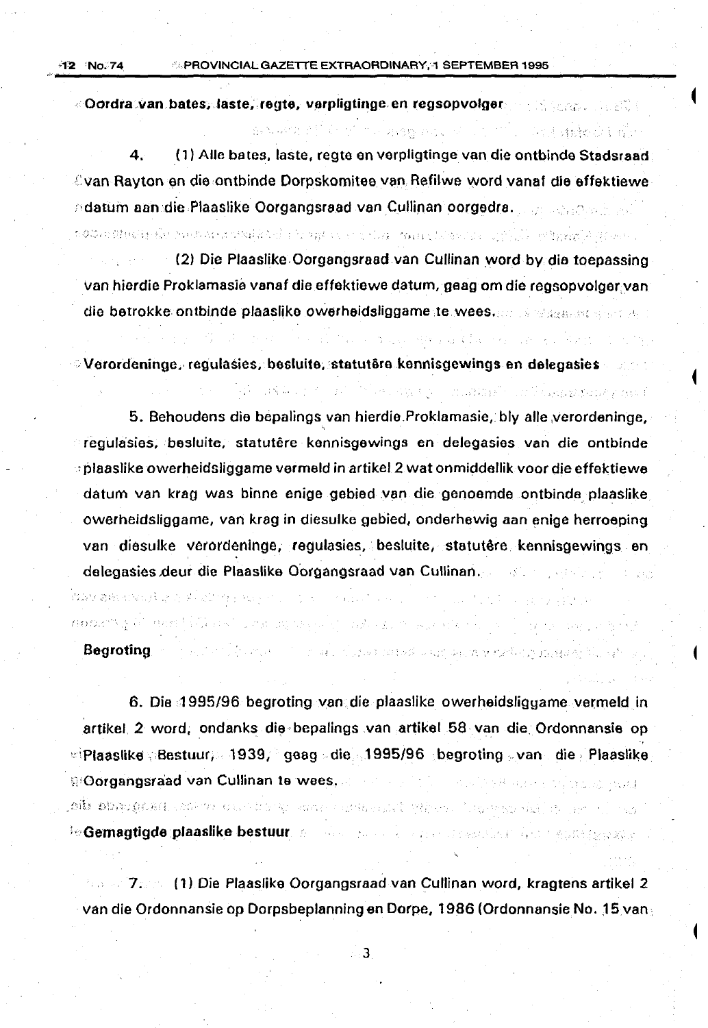**Oordra van bates, laste, regte, verpligtinge en regsopvolger**

4. (1) Alle bates, laste, regte en verpligtinge van die ontbinde Stadsraad van Rayton en die ontbinde Dorpskomitee van Refilwe word vanaf die effektiewe datum aan die Plaaslike Oorgangsraad van Cullinan oorgedra.

(2) Die Plaaslike Oorgangsraad van Cullinan word by die toepassing van hierdie Proklamasie vanaf die effektiewe datum, geag om die regsopvolger van die betrokke ontbinde plaaslike owerheidsliggame te wees.

**Verordeninge, regulasies, besluite, statutêre kennisgewings en delegasies**

5. Behoudens die bepalings van hierdie Proklamasie, bly alle verordeninge, regulasies, besluite, statutêre kennisgewings en delegasies van die ontbinde plaaslike owerheidsliggame vermeld in artikel 2 wat onmiddellik voor die effektiewe datum van krag was binne enige gebied van die genoemde ontbinde plaaslike owerheidsliggame, van krag in diesulke gebied, onderhewig aan enige herroeping van diesulke verordeninge, regulasies, besluite, statutêre kennisgewings en delegasies deur die Plaaslike Oorgangsraad van Cullinan.

**Begroting**

6. Die 1995/96 begroting van die plaaslike owerheidsliggame vermeld in artikel 2 word, ondanks die bepalings van artikel 58 van die Ordonnansie op Plaaslike Bestuur, 1939, geag die 1995/96 begroting van die Plaaslike Oorgangsraad van Cullinan te wees.

**Gemagtigde plaaslike bestuur**

7. (1) Die Plaaslike Oorgangsraad van Cullinan word, kragtens artikel 2 van die Ordonnansie op Dorpsbeplanning en Dorpe, 1986 (Ordonnansie No. 15 van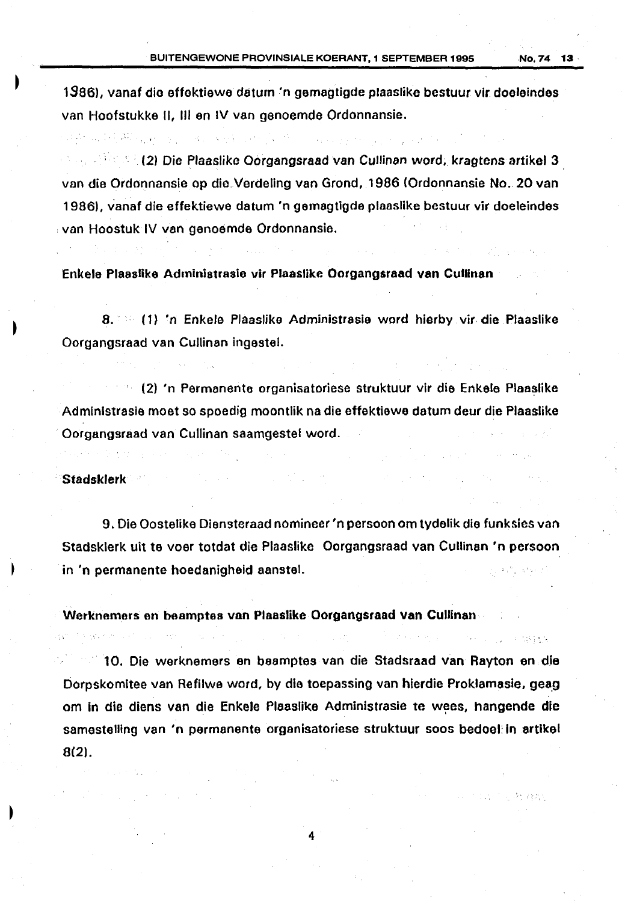1986), vanaf die effektiewe datum 'n gemagtigde plaaslike bestuur vir doeleindes van Hoofstukke II, III en IV van genoemde Ordonnansie.

(2) Die Plaaslike Oorgangsraad van Cullinan word, kragtens artikel 3 van die Ordonnansie op die Verdeling van Grond, 1986 (Ordonnansie No. 20 van 1986), vanaf die effektiewe datum 'n gemagtigde plaaslike bestuur vir doeleindes van Hoostuk IV van genoemde Ordonnansie.

**Enkele Plaaslike Administrasie vir Plaaslike Oorgangsraad van Cullinan**

8. (1) 'n Enkele Plaaslike Administrasie word hierby vir die Plaaslike Oorgangsraad van Cullinan ingestel.

(2) 'n Permanente organisatoriese struktuur vir die Enkele Plaaslike Administrasie moet so spoedig moontlik na die effektiewe datum deur die Plaaslike Oorgangsraad van Cullinan saamgestel word.

**Stadsklerk**

9. Die Oostelike Diensteraad nomineer 'n persoon om tydelik die funksies van Stadsklerk uit te voer totdat die Plaaslike Oorgangsraad van Cullinan 'n persoon in 'n permanente hoedanigheid aanstel.

**Werknemers en beamptes van Plaaslike Oorgangsraad van Cullinan**

10. Die werknemers en beamptes van die Stadsraad van Rayton en die Dorpskomitee van Refilwe word, by die toepassing van hierdie Proklamasie, geag om in die diens van die Enkele Plaaslike Administrasie te wees, hangende die samestelling van 'n permanente organisatoriese struktuur soos bedoel in artikel 8(2).

4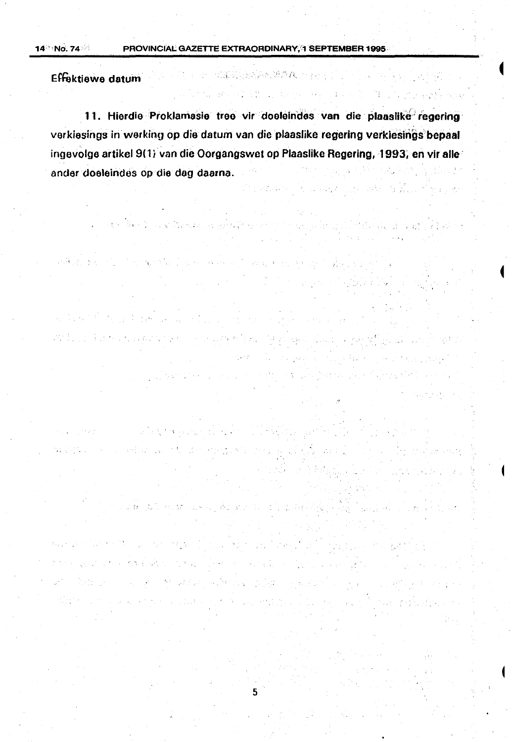**Effektiewe datum**

**11.** Hierdie Proklamasie tree vir doeleindes van die plaaslike regering verkiesings in werking op die datum van die plaaslike regering verkiesings bepaal ingevolge artikel 9(1) van die Oorgangswet op Plaaslike Regering, 1993, en vir alle ander doeleindes op die dag daarna.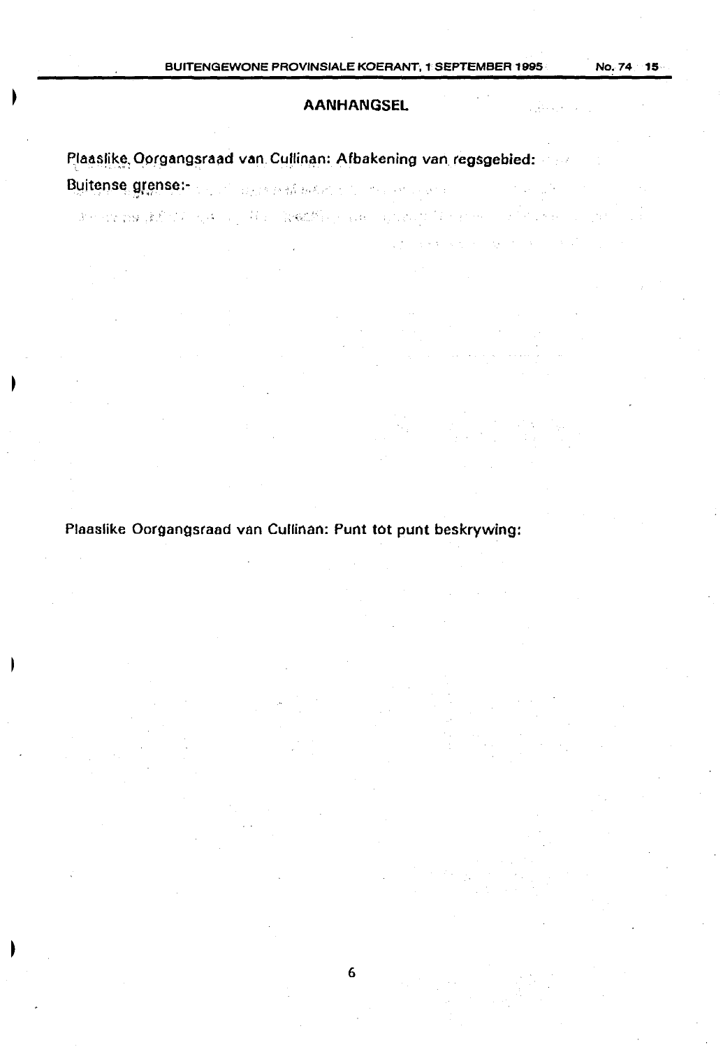## AANHANGSEL

**Plaaslike Oorgangsraad van Cullinan: Afbakening van regsgebied:**

**Buitense grense:-**

**Plaaslike Oorgangsraad van Cullinan: Punt tot punt beskrywing:**

6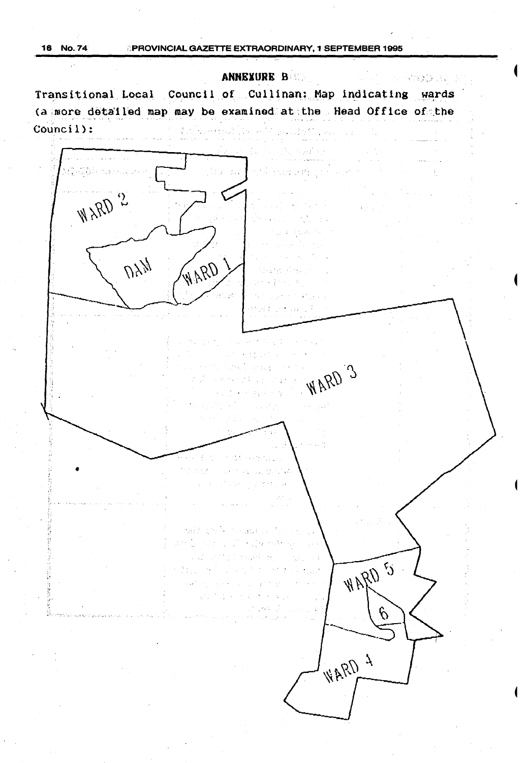**ANNEXURE B**

Transitional Local Council of Cullinan: Map indicating wards (a more detailed map may be examined at the Head Office of the Council):

WARD 2

DAM

WARD 1

WARD 3

WARD 5

6

WARD 4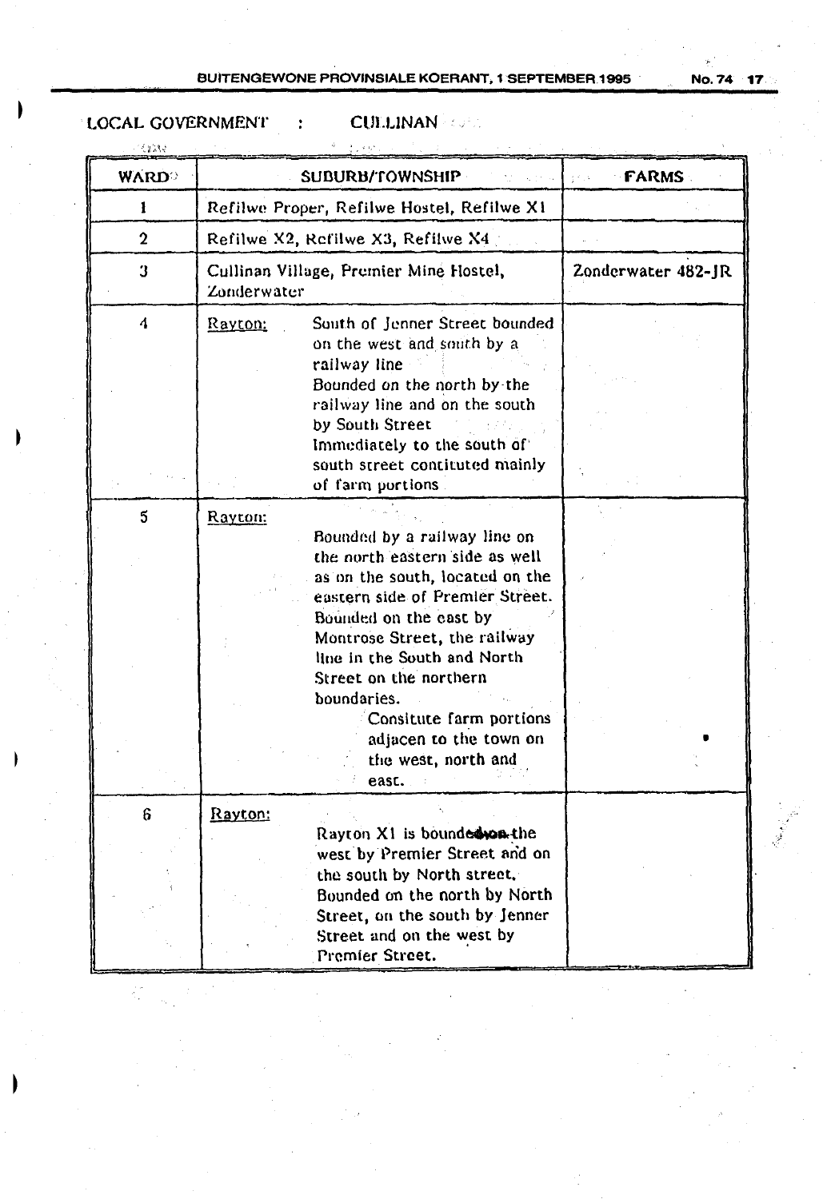LOCAL GOVERNMENT : CULLINAN

| WARD | SUBURB/TOWNSHIP | FARMS |
|---|---|---|
| 1 | Refilwe Proper, Refilwe Hostel, Refilwe X1 | |
| 2 | Refilwe X2, Refilwe X3, Refilwe X4 | |
| 3 | Cullinan Village, Premier Mine Hostel, Zonderwater | Zonderwater 482-JR |
| 4 | <u>Rayton:</u> South of Jenner Street bounded on the west and south by a railway line<br>Bounded on the north by the railway line and on the south by South Street<br>Immediately to the south of south street contituted mainly of farm portions | |
| 5 | <u>Rayton:</u><br>Bounded by a railway line on the north eastern side as well as on the south, located on the eastern side of Premier Street. Bounded on the east by Montrose Street, the railway line in the South and North Street on the northern boundaries.<br>Consitute farm portions adjacen to the town on the west, north and east. | |
| 6 | <u>Rayton:</u><br>Rayton X1 is bounded on the west by Premier Street and on the south by North street.<br>Bounded on the north by North Street, on the south by Jenner Street and on the west by Premier Street. | |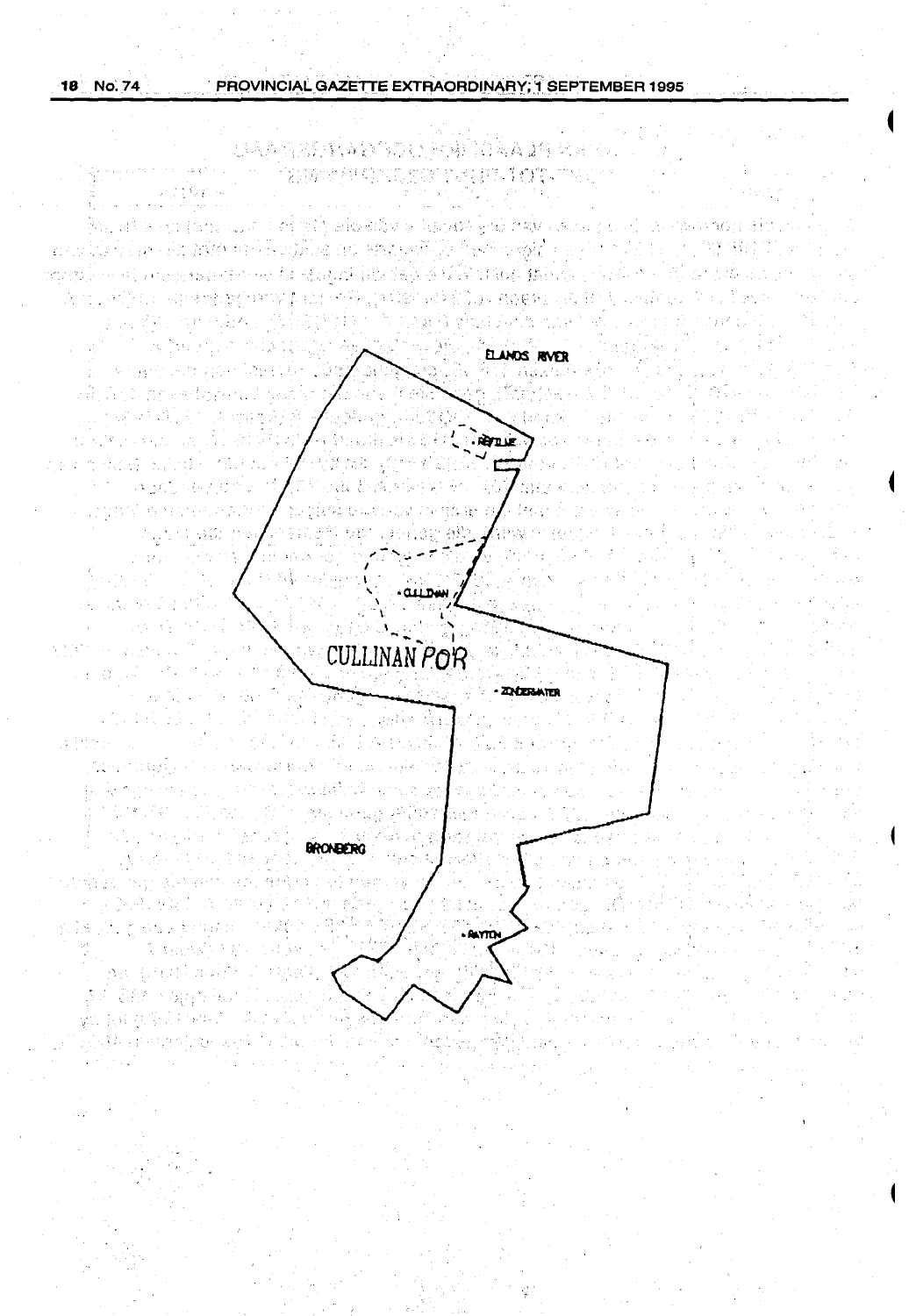ELANDS RIVER

REFILWE

CULLINAN

CULLINAN POR

ZONDERWATER

BRONBERG

RAYTON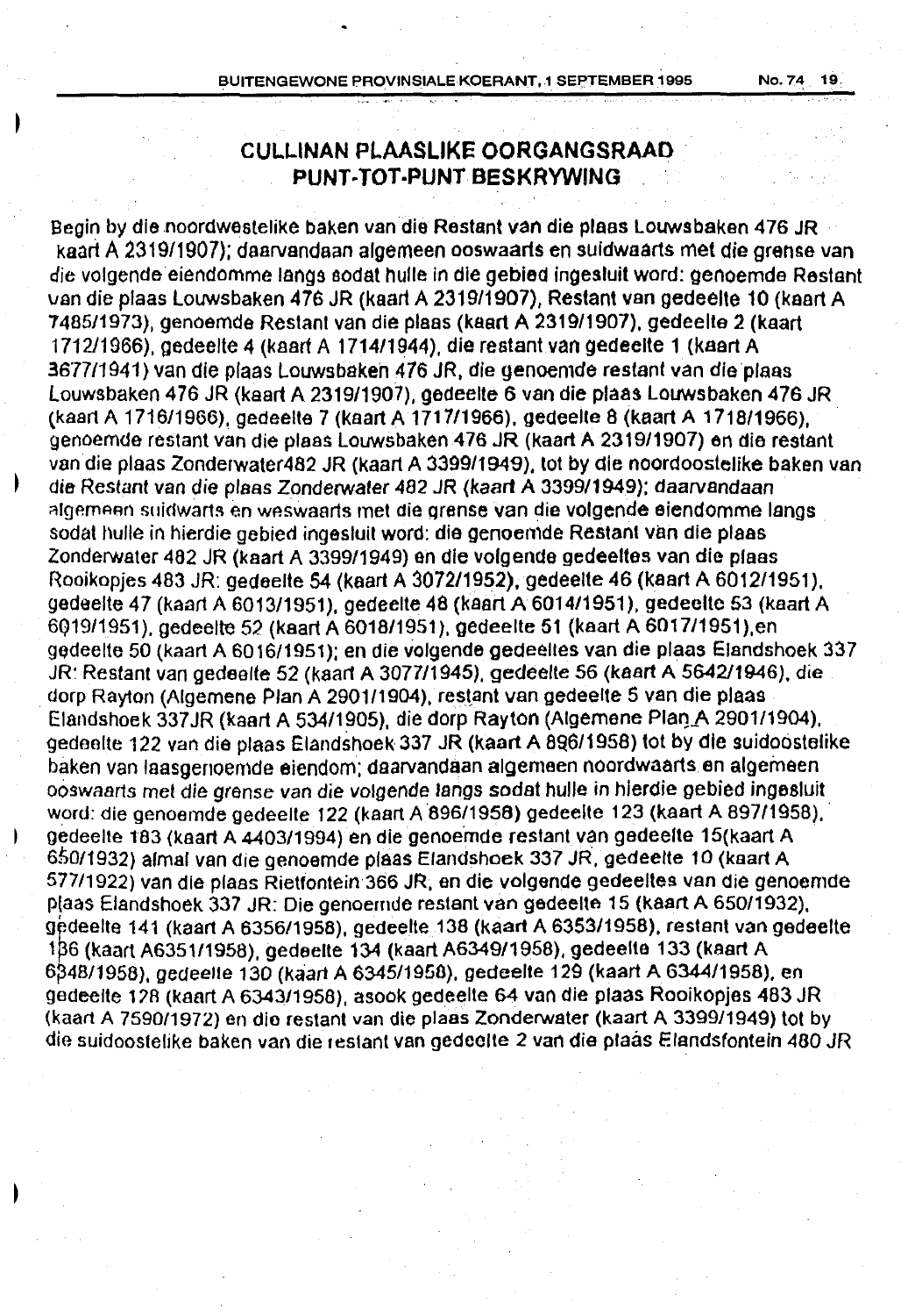## CULLINAN PLAASLIKE OORGANGSRAAD PUNT-TOT-PUNT BESKRYWING

Begin by die noordwestelike baken van die Restant van die plaas Louwsbaken 476 JR kaart A 2319/1907); daarvandaan algemeen ooswaarts en suidwaarts met die grense van die volgende eiendomme langs sodat hulle in die gebied ingesluit word: genoemde Restant van die plaas Louwsbaken 476 JR (kaart A 2319/1907), Restant van gedeelte 10 (kaart A 7485/1973), genoemde Restant van die plaas (kaart A 2319/1907), gedeelte 2 (kaart 1712/1966), gedeelte 4 (kaart A 1714/1944), die restant van gedeelte 1 (kaart A 3677/1941) van die plaas Louwsbaken 476 JR, die genoemde restant van die plaas Louwsbaken 476 JR (kaart A 2319/1907), gedeelte 6 van die plaas Louwsbaken 476 JR (kaart A 1716/1966), gedeelte 7 (kaart A 1717/1966), gedeelte 8 (kaart A 1718/1966), genoemde restant van die plaas Louwsbaken 476 JR (kaart A 2319/1907) en die restant van die plaas Zonderwater482 JR (kaart A 3399/1949), tot by die noordoostelike baken van die Restant van die plaas Zonderwater 482 JR (kaart A 3399/1949); daarvandaan algemeen suidwarts en weswaarts met die grense van die volgende eiendomme langs sodat hulle in hierdie gebied ingesluit word: die genoemde Restant van die plaas Zonderwater 482 JR (kaart A 3399/1949) en die volgende gedeeltes van die plaas Rooikopjes 483 JR: gedeelte 54 (kaart A 3072/1952), gedeelte 46 (kaart A 6012/1951), gedeelte 47 (kaart A 6013/1951), gedeelte 48 (kaart A 6014/1951), gedeelte 53 (kaart A 6019/1951), gedeelte 52 (kaart A 6018/1951), gedeelte 51 (kaart A 6017/1951),en gedeelte 50 (kaart A 6016/1951); en die volgende gedeeltes van die plaas Elandshoek 337 JR: Restant van gedeelte 52 (kaart A 3077/1945), gedeelte 56 (kaart A 5642/1946), die dorp Rayton (Algemene Plan A 2901/1904), restant van gedeelte 5 van die plaas Elandshoek 337JR (kaart A 534/1905), die dorp Rayton (Algemene Plan A 2901/1904), gedeelte 122 van die plaas Elandshoek 337 JR (kaart A 896/1958) tot by die suidoostelike baken van laasgenoemde eiendom; daarvandaan algemeen noordwaarts en algemeen ooswaarts met die grense van die volgende langs sodat hulle in hierdie gebied ingesluit word: die genoemde gedeelte 122 (kaart A 896/1958) gedeelte 123 (kaart A 897/1958), gedeelte 183 (kaart A 4403/1994) en die genoemde restant van gedeelte 15(kaart A 650/1932) almal van die genoemde plaas Elandshoek 337 JR, gedeelte 10 (kaart A 577/1922) van die plaas Rietfontein 366 JR, en die volgende gedeeltes van die genoemde plaas Elandshoek 337 JR: Die genoemde restant van gedeelte 15 (kaart A 650/1932), gedeelte 141 (kaart A 6356/1958), gedeelte 138 (kaart A 6353/1958), restant van gedeelte 136 (kaart A6351/1958), gedeelte 134 (kaart A6349/1958), gedeelte 133 (kaart A 6348/1958), gedeelte 130 (kaart A 6345/1958), gedeelte 129 (kaart A 6344/1958), en gedeelte 128 (kaart A 6343/1958), asook gedeelte 64 van die plaas Rooikopjes 483 JR (kaart A 7590/1972) en die restant van die plaas Zonderwater (kaart A 3399/1949) tot by die suidoostelike baken van die restant van gedeelte 2 van die plaas Elandsfontein 480 JR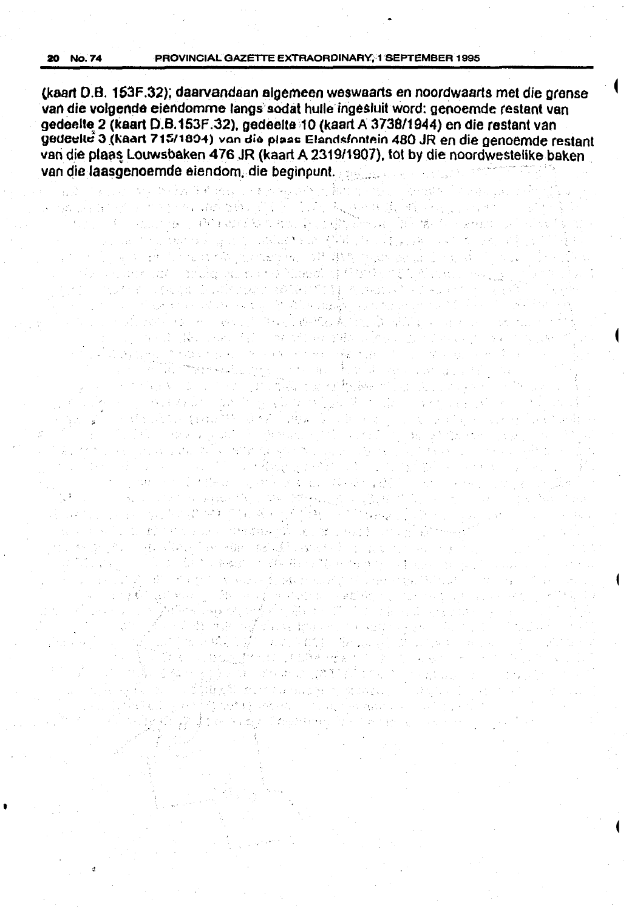(kaart D.B. 153F.32); daarvandaan algemeen weswaarts en noordwaarts met die grense van die volgende eiendomme langs sodat hulle ingesluit word: genoemde restant van gedeelte 2 (kaart D.B.153F.32), gedeelte 10 (kaart A 3738/1944) en die restant van gedeelte 3 (kaart 715/1894) van die plaas Elandsfontein 480 JR en die genoemde restant van die plaas Louwsbaken 476 JR (kaart A 2319/1907), tot by die noordwestelike baken van die laasgenoemde eiendom, die beginpunt.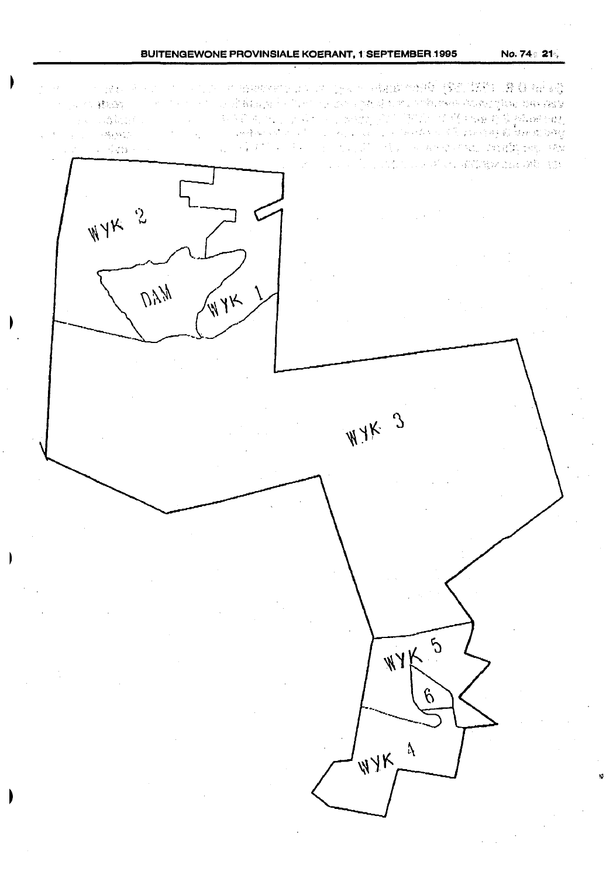WYK 2

DAM

WYK 1

WYK 3

WYK 5

6

WYK 4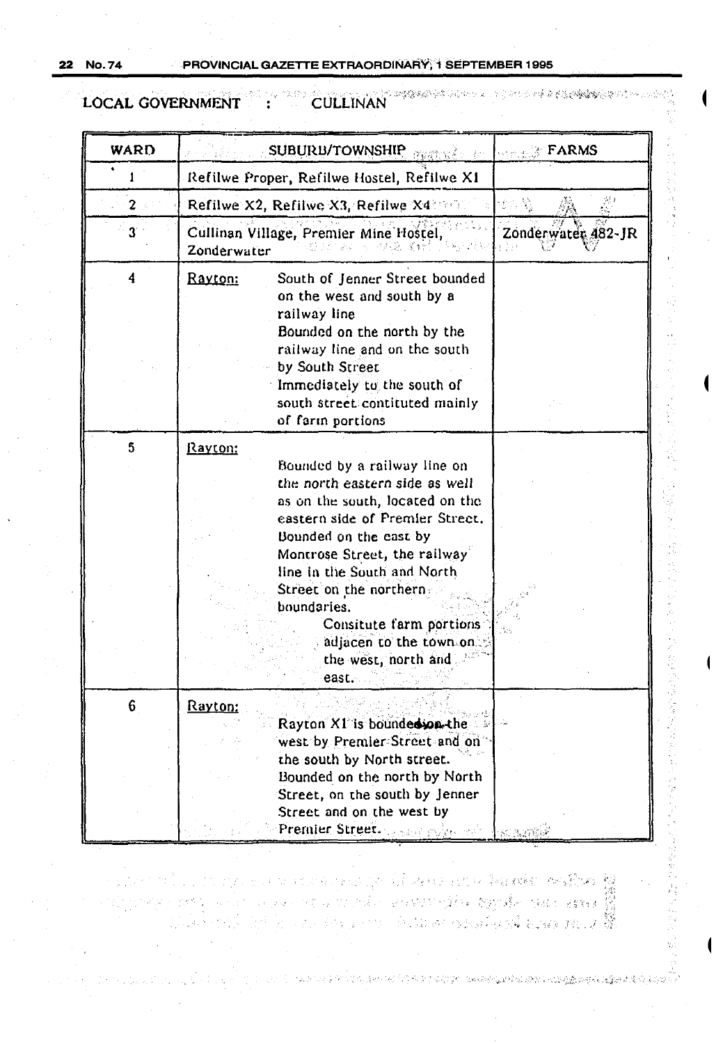LOCAL GOVERNMENT : CULLINAN

| WARD | SUBURB/TOWNSHIP | FARMS |
|---|---|---|
| 1 | Refilwe Proper, Refilwe Hostel, Refilwe X1 | |
| 2 | Refilwe X2, Refilwe X3, Refilwe X4 | |
| 3 | Cullinan Village, Premier Mine Hostel, Zonderwater | Zonderwater 482-JR |
| 4 | Rayton: South of Jenner Street bounded on the west and south by a railway line Bounded on the north by the railway line and on the south by South Street Immediately to the south of south street contituted mainly of farm portions | |
| 5 | Rayton: Bounded by a railway line on the north eastern side as well as on the south, located on the eastern side of Premier Street. Bounded on the east by Montrose Street, the railway line in the South and North Street on the northern boundaries. Consitute farm portions adjacen to the town on the west, north and east. | |
| 6 | Rayton: Rayton X1 is bounded on the west by Premier Street and on the south by North street. Bounded on the north by North Street, on the south by Jenner Street and on the west by Premier Street. | |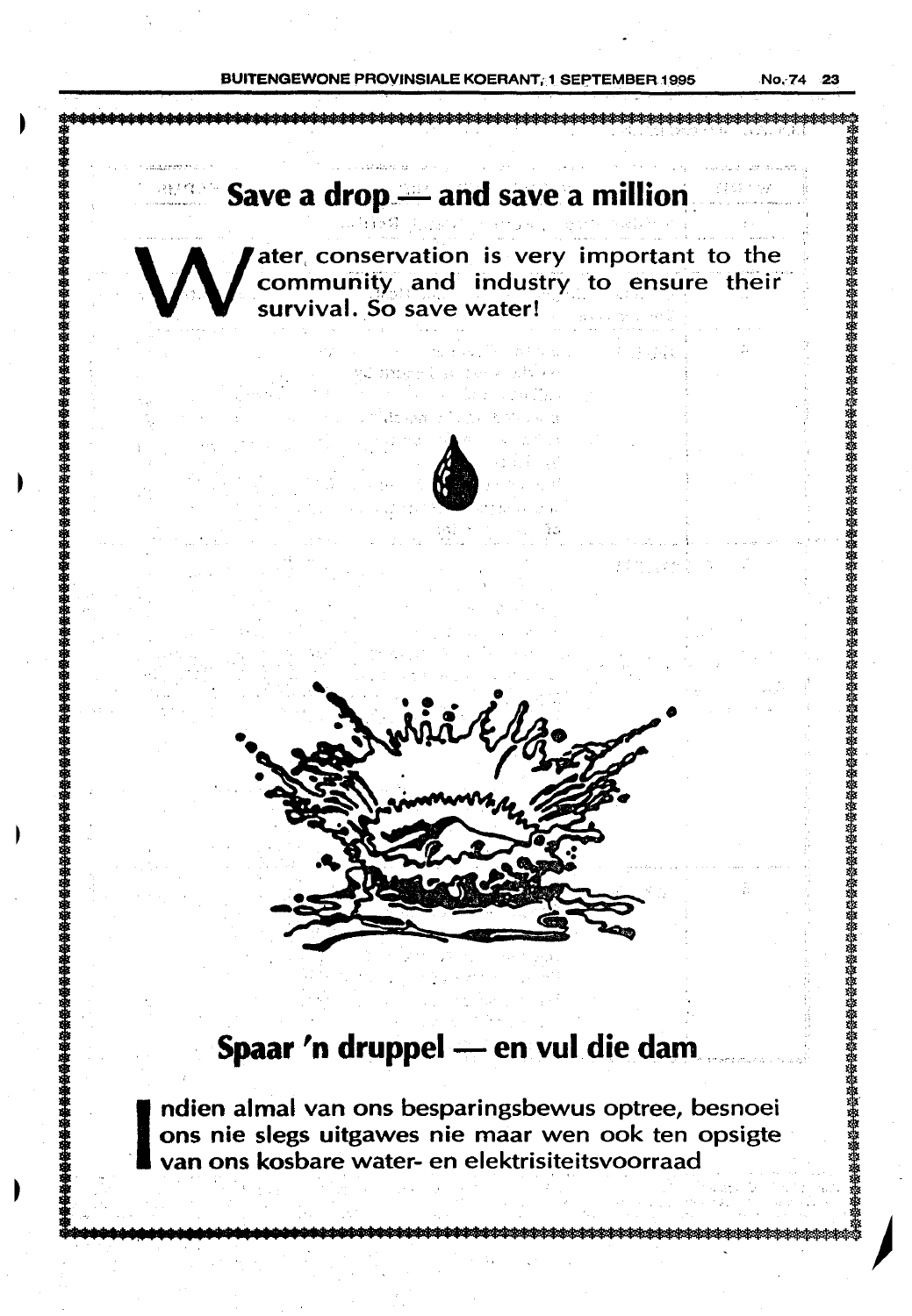## Save a drop — and save a million

Water conservation is very important to the community and industry to ensure their survival. So save water!

## Spaar 'n druppel — en vul die dam

Indien almal van ons besparingsbewus optree, besnoei ons nie slegs uitgawes nie maar wen ook ten opsigte van ons kosbare water- en elektrisiteitsvoorraad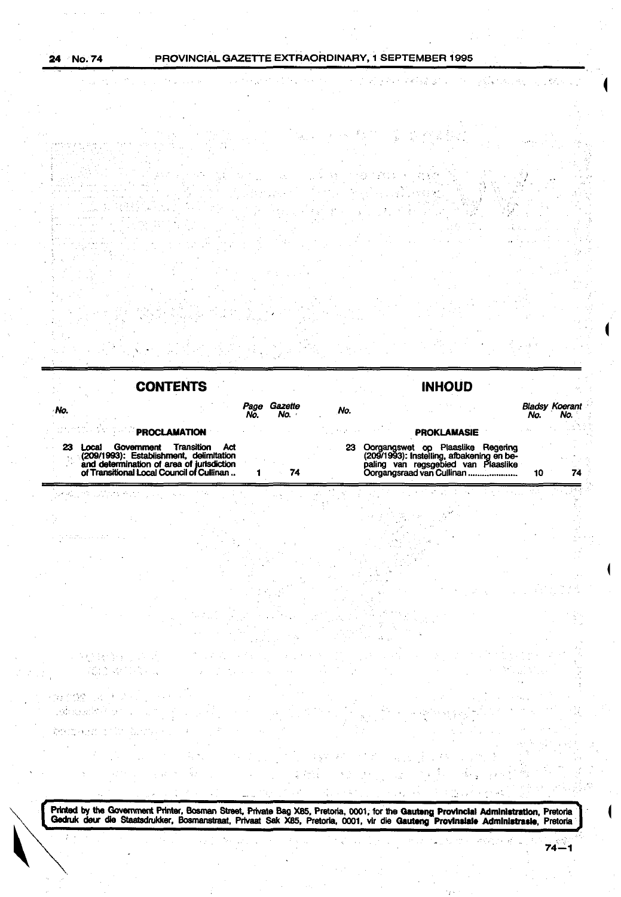## CONTENTS

| No. | | Page No. | Gazette No. |
|---|---|---|---|
| | **PROCLAMATION** | | |
| 23 | Local Government Transition Act (209/1993): Establishment, delimitation and determination of area of jurisdiction of Transitional Local Council of Cullinan .. | 1 | 74 |

## INHOUD

| No. | | Bladsy No. | Koerant No. |
|---|---|---|---|
| | **PROKLAMASIE** | | |
| 23 | Oorgangswet op Plaaslike Regering (209/1993): Instelling, afbakening en bepaling van regsgebied van Plaaslike Oorgangsraad van Cullinan .................... | 10 | 74 |

Printed by the Government Printer, Bosman Street, Private Bag X85, Pretoria, 0001, for the **Gauteng Provincial Administration**, Pretoria
Gedruk deur die Staatsdrukker, Bosmanstraat, Privaat Sak X85, Pretoria, 0001, vir die **Gauteng Provinsiale Administrasie**, Pretoria

74—1